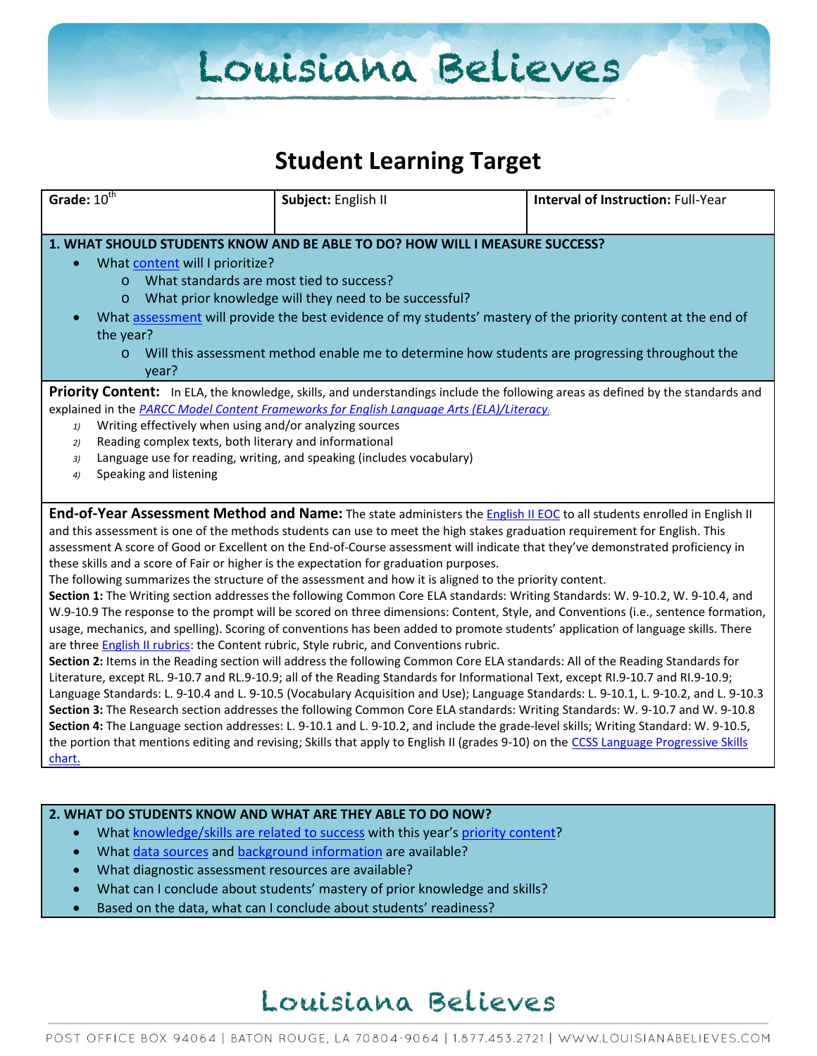# Student Learning Target

| **Grade:** 10th | **Subject:** English II | **Interval of Instruction:** Full-Year |
|---|---|---|

**1. WHAT SHOULD STUDENTS KNOW AND BE ABLE TO DO? HOW WILL I MEASURE SUCCESS?**

- What content will I prioritize?
  - What standards are most tied to success?
  - What prior knowledge will they need to be successful?
- What assessment will provide the best evidence of my students' mastery of the priority content at the end of the year?
  - Will this assessment method enable me to determine how students are progressing throughout the year?

**Priority Content:** In ELA, the knowledge, skills, and understandings include the following areas as defined by the standards and explained in the *PARCC Model Content Frameworks for English Language Arts (ELA)/Literacy*:

1) Writing effectively when using and/or analyzing sources
2) Reading complex texts, both literary and informational
3) Language use for reading, writing, and speaking (includes vocabulary)
4) Speaking and listening

**End-of-Year Assessment Method and Name:** The state administers the English II EOC to all students enrolled in English II and this assessment is one of the methods students can use to meet the high stakes graduation requirement for English. This assessment A score of Good or Excellent on the End-of-Course assessment will indicate that they've demonstrated proficiency in these skills and a score of Fair or higher is the expectation for graduation purposes.

The following summarizes the structure of the assessment and how it is aligned to the priority content.

**Section 1:** The Writing section addresses the following Common Core ELA standards: Writing Standards: W. 9-10.2, W. 9-10.4, and W.9-10.9 The response to the prompt will be scored on three dimensions: Content, Style, and Conventions (i.e., sentence formation, usage, mechanics, and spelling). Scoring of conventions has been added to promote students' application of language skills. There are three English II rubrics: the Content rubric, Style rubric, and Conventions rubric.

**Section 2:** Items in the Reading section will address the following Common Core ELA standards: All of the Reading Standards for Literature, except RL. 9-10.7 and RL.9-10.9; all of the Reading Standards for Informational Text, except RI.9-10.7 and RI.9-10.9; Language Standards: L. 9-10.4 and L. 9-10.5 (Vocabulary Acquisition and Use); Language Standards: L. 9-10.1, L. 9-10.2, and L. 9-10.3

**Section 3:** The Research section addresses the following Common Core ELA standards: Writing Standards: W. 9-10.7 and W. 9-10.8

**Section 4:** The Language section addresses: L. 9-10.1 and L. 9-10.2, and include the grade-level skills; Writing Standard: W. 9-10.5, the portion that mentions editing and revising; Skills that apply to English II (grades 9-10) on the CCSS Language Progressive Skills chart.

**2. WHAT DO STUDENTS KNOW AND WHAT ARE THEY ABLE TO DO NOW?**

- What knowledge/skills are related to success with this year's priority content?
- What data sources and background information are available?
- What diagnostic assessment resources are available?
- What can I conclude about students' mastery of prior knowledge and skills?
- Based on the data, what can I conclude about students' readiness?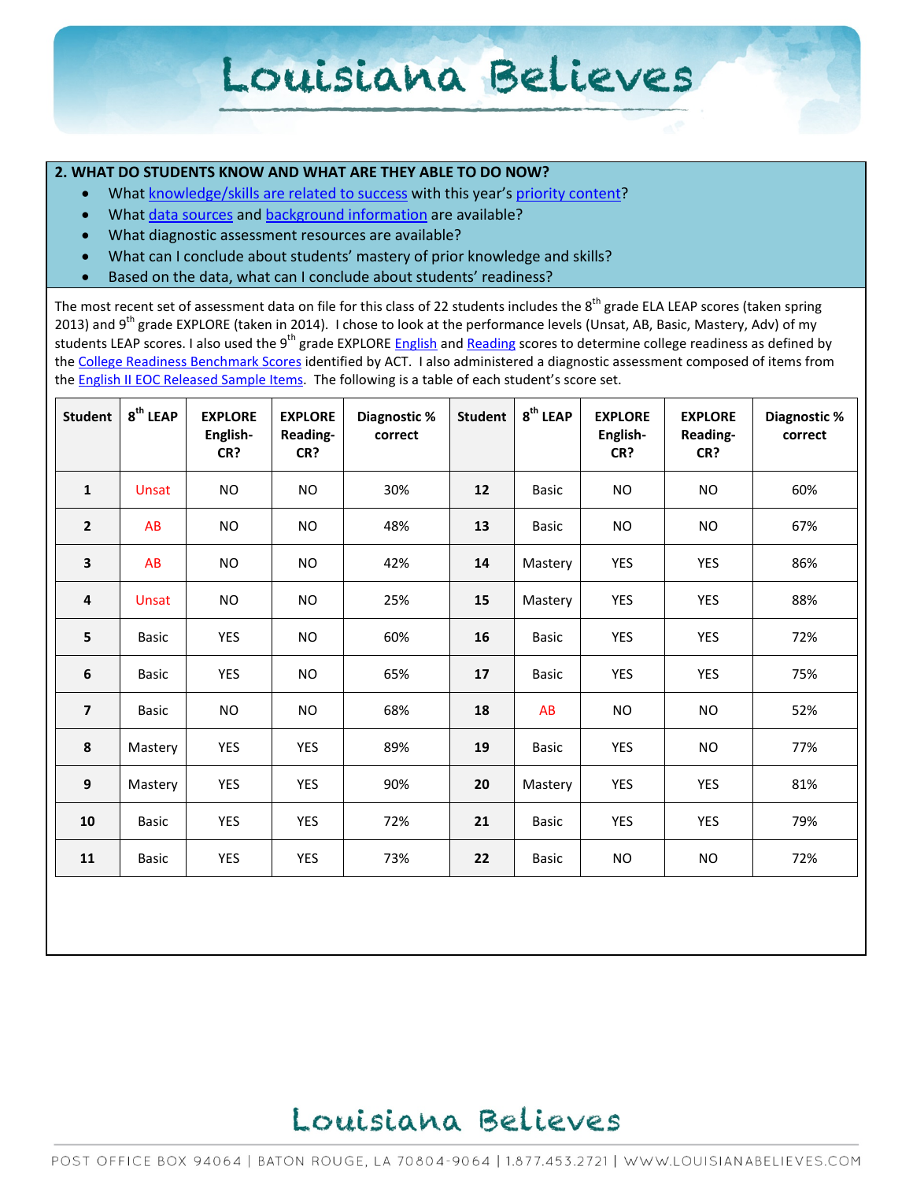## 2. WHAT DO STUDENTS KNOW AND WHAT ARE THEY ABLE TO DO NOW?

- What knowledge/skills are related to success with this year's priority content?
- What data sources and background information are available?
- What diagnostic assessment resources are available?
- What can I conclude about students' mastery of prior knowledge and skills?
- Based on the data, what can I conclude about students' readiness?

The most recent set of assessment data on file for this class of 22 students includes the 8th grade ELA LEAP scores (taken spring 2013) and 9th grade EXPLORE (taken in 2014). I chose to look at the performance levels (Unsat, AB, Basic, Mastery, Adv) of my students LEAP scores. I also used the 9th grade EXPLORE English and Reading scores to determine college readiness as defined by the College Readiness Benchmark Scores identified by ACT. I also administered a diagnostic assessment composed of items from the English II EOC Released Sample Items. The following is a table of each student's score set.

| Student | 8th LEAP | EXPLORE English-CR? | EXPLORE Reading-CR? | Diagnostic % correct | Student | 8th LEAP | EXPLORE English-CR? | EXPLORE Reading-CR? | Diagnostic % correct |
|---|---|---|---|---|---|---|---|---|---|
| 1 | Unsat | NO | NO | 30% | 12 | Basic | NO | NO | 60% |
| 2 | AB | NO | NO | 48% | 13 | Basic | NO | NO | 67% |
| 3 | AB | NO | NO | 42% | 14 | Mastery | YES | YES | 86% |
| 4 | Unsat | NO | NO | 25% | 15 | Mastery | YES | YES | 88% |
| 5 | Basic | YES | NO | 60% | 16 | Basic | YES | YES | 72% |
| 6 | Basic | YES | NO | 65% | 17 | Basic | YES | YES | 75% |
| 7 | Basic | NO | NO | 68% | 18 | AB | NO | NO | 52% |
| 8 | Mastery | YES | YES | 89% | 19 | Basic | YES | NO | 77% |
| 9 | Mastery | YES | YES | 90% | 20 | Mastery | YES | YES | 81% |
| 10 | Basic | YES | YES | 72% | 21 | Basic | YES | YES | 79% |
| 11 | Basic | YES | YES | 73% | 22 | Basic | NO | NO | 72% |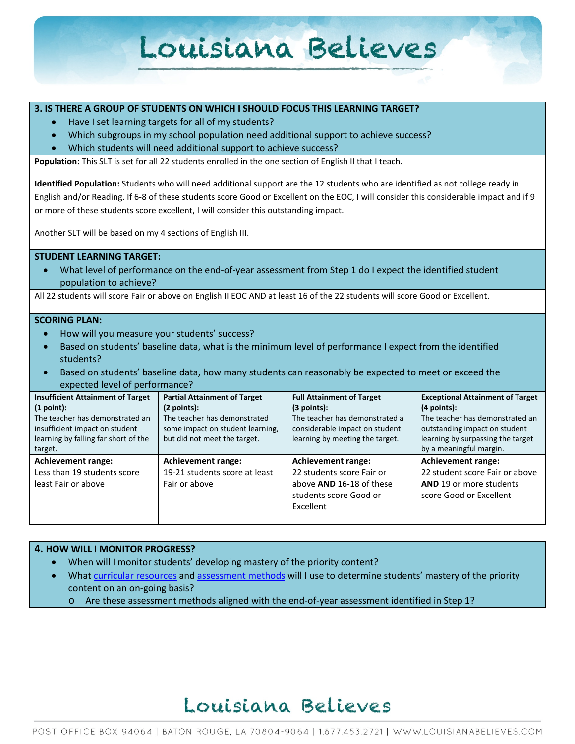## 3. IS THERE A GROUP OF STUDENTS ON WHICH I SHOULD FOCUS THIS LEARNING TARGET?

- Have I set learning targets for all of my students?
- Which subgroups in my school population need additional support to achieve success?
- Which students will need additional support to achieve success?

**Population:** This SLT is set for all 22 students enrolled in the one section of English II that I teach.

**Identified Population:** Students who will need additional support are the 12 students who are identified as not college ready in English and/or Reading. If 6-8 of these students score Good or Excellent on the EOC, I will consider this considerable impact and if 9 or more of these students score excellent, I will consider this outstanding impact.

Another SLT will be based on my 4 sections of English III.

## STUDENT LEARNING TARGET:

- What level of performance on the end-of-year assessment from Step 1 do I expect the identified student population to achieve?

All 22 students will score Fair or above on English II EOC AND at least 16 of the 22 students will score Good or Excellent.

## SCORING PLAN:

- How will you measure your students' success?
- Based on students' baseline data, what is the minimum level of performance I expect from the identified students?
- Based on students' baseline data, how many students can reasonably be expected to meet or exceed the expected level of performance?

| **Insufficient Attainment of Target (1 point):** The teacher has demonstrated an insufficient impact on student learning by falling far short of the target. | **Partial Attainment of Target (2 points):** The teacher has demonstrated some impact on student learning, but did not meet the target. | **Full Attainment of Target (3 points):** The teacher has demonstrated a considerable impact on student learning by meeting the target. | **Exceptional Attainment of Target (4 points):** The teacher has demonstrated an outstanding impact on student learning by surpassing the target by a meaningful margin. |
|---|---|---|---|
| **Achievement range:** Less than 19 students score least Fair or above | **Achievement range:** 19-21 students score at least Fair or above | **Achievement range:** 22 students score Fair or above **AND** 16-18 of these students score Good or Excellent | **Achievement range:** 22 student score Fair or above **AND** 19 or more students score Good or Excellent |

## 4. HOW WILL I MONITOR PROGRESS?

- When will I monitor students' developing mastery of the priority content?
- What curricular resources and assessment methods will I use to determine students' mastery of the priority content on an on-going basis?
  - Are these assessment methods aligned with the end-of-year assessment identified in Step 1?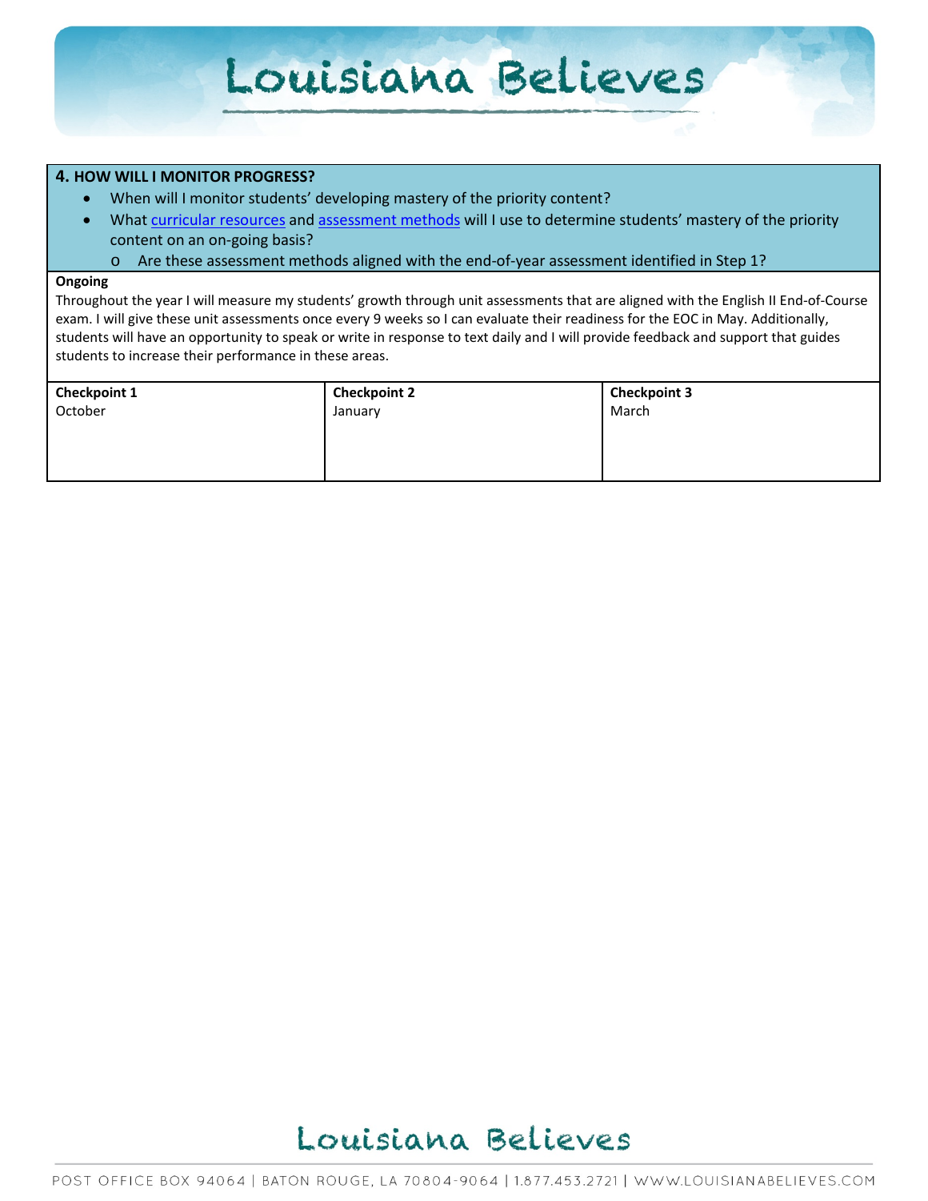**4. HOW WILL I MONITOR PROGRESS?**

- When will I monitor students' developing mastery of the priority content?
- What curricular resources and assessment methods will I use to determine students' mastery of the priority content on an on-going basis?
    - Are these assessment methods aligned with the end-of-year assessment identified in Step 1?

**Ongoing**

Throughout the year I will measure my students' growth through unit assessments that are aligned with the English II End-of-Course exam. I will give these unit assessments once every 9 weeks so I can evaluate their readiness for the EOC in May. Additionally, students will have an opportunity to speak or write in response to text daily and I will provide feedback and support that guides students to increase their performance in these areas.

| Checkpoint 1 | Checkpoint 2 | Checkpoint 3 |
|---|---|---|
| October | January | March |